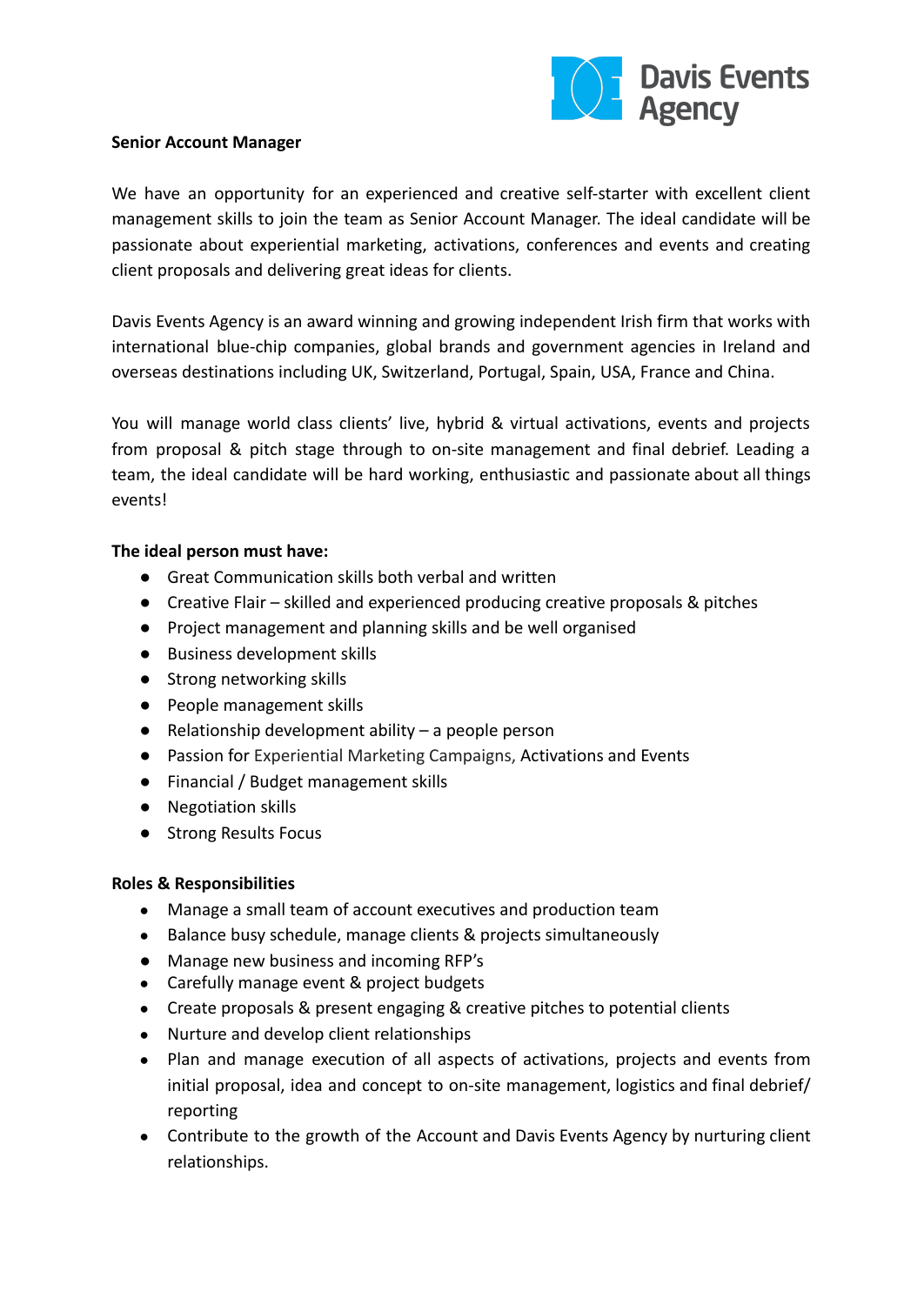Davis Events Agency

**Senior Account Manager**

We have an opportunity for an experienced and creative self-starter with excellent client management skills to join the team as Senior Account Manager. The ideal candidate will be passionate about experiential marketing, activations, conferences and events and creating client proposals and delivering great ideas for clients.

Davis Events Agency is an award winning and growing independent Irish firm that works with international blue-chip companies, global brands and government agencies in Ireland and overseas destinations including UK, Switzerland, Portugal, Spain, USA, France and China.

You will manage world class clients' live, hybrid & virtual activations, events and projects from proposal & pitch stage through to on-site management and final debrief. Leading a team, the ideal candidate will be hard working, enthusiastic and passionate about all things events!

**The ideal person must have:**

- Great Communication skills both verbal and written
- Creative Flair – skilled and experienced producing creative proposals & pitches
- Project management and planning skills and be well organised
- Business development skills
- Strong networking skills
- People management skills
- Relationship development ability – a people person
- Passion for Experiential Marketing Campaigns, Activations and Events
- Financial / Budget management skills
- Negotiation skills
- Strong Results Focus

**Roles & Responsibilities**

- Manage a small team of account executives and production team
- Balance busy schedule, manage clients & projects simultaneously
- Manage new business and incoming RFP's
- Carefully manage event & project budgets
- Create proposals & present engaging & creative pitches to potential clients
- Nurture and develop client relationships
- Plan and manage execution of all aspects of activations, projects and events from initial proposal, idea and concept to on-site management, logistics and final debrief/ reporting
- Contribute to the growth of the Account and Davis Events Agency by nurturing client relationships.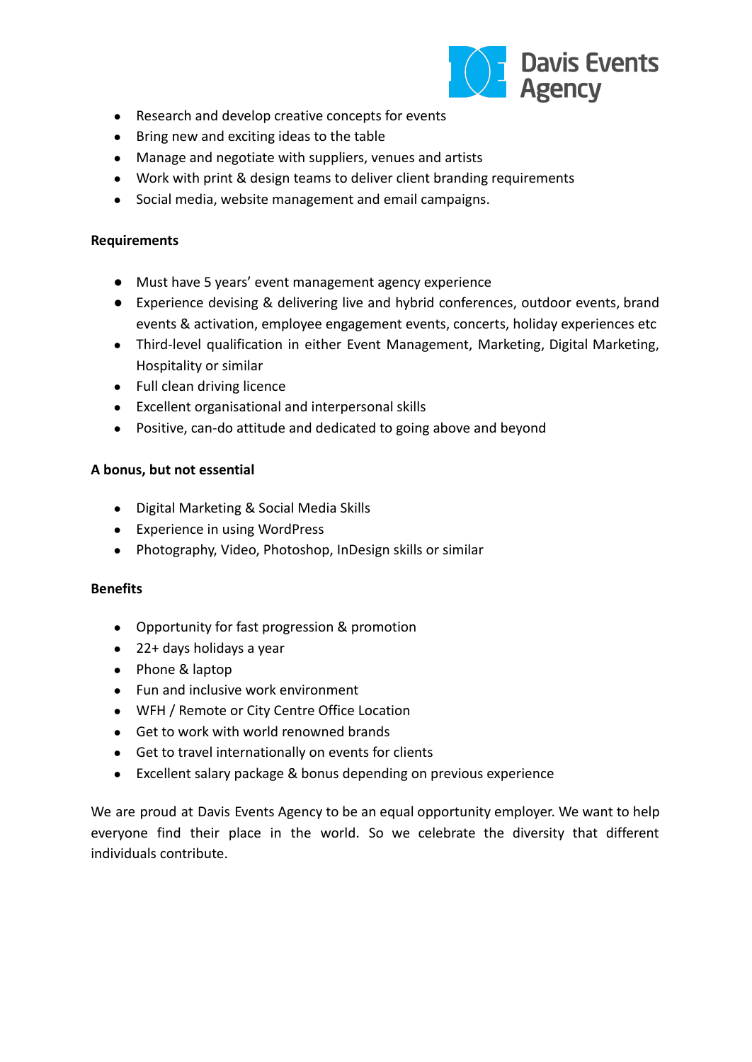- Research and develop creative concepts for events
- Bring new and exciting ideas to the table
- Manage and negotiate with suppliers, venues and artists
- Work with print & design teams to deliver client branding requirements
- Social media, website management and email campaigns.

**Requirements**

- Must have 5 years' event management agency experience
- Experience devising & delivering live and hybrid conferences, outdoor events, brand events & activation, employee engagement events, concerts, holiday experiences etc
- Third-level qualification in either Event Management, Marketing, Digital Marketing, Hospitality or similar
- Full clean driving licence
- Excellent organisational and interpersonal skills
- Positive, can-do attitude and dedicated to going above and beyond

**A bonus, but not essential**

- Digital Marketing & Social Media Skills
- Experience in using WordPress
- Photography, Video, Photoshop, InDesign skills or similar

**Benefits**

- Opportunity for fast progression & promotion
- 22+ days holidays a year
- Phone & laptop
- Fun and inclusive work environment
- WFH / Remote or City Centre Office Location
- Get to work with world renowned brands
- Get to travel internationally on events for clients
- Excellent salary package & bonus depending on previous experience

We are proud at Davis Events Agency to be an equal opportunity employer. We want to help everyone find their place in the world. So we celebrate the diversity that different individuals contribute.